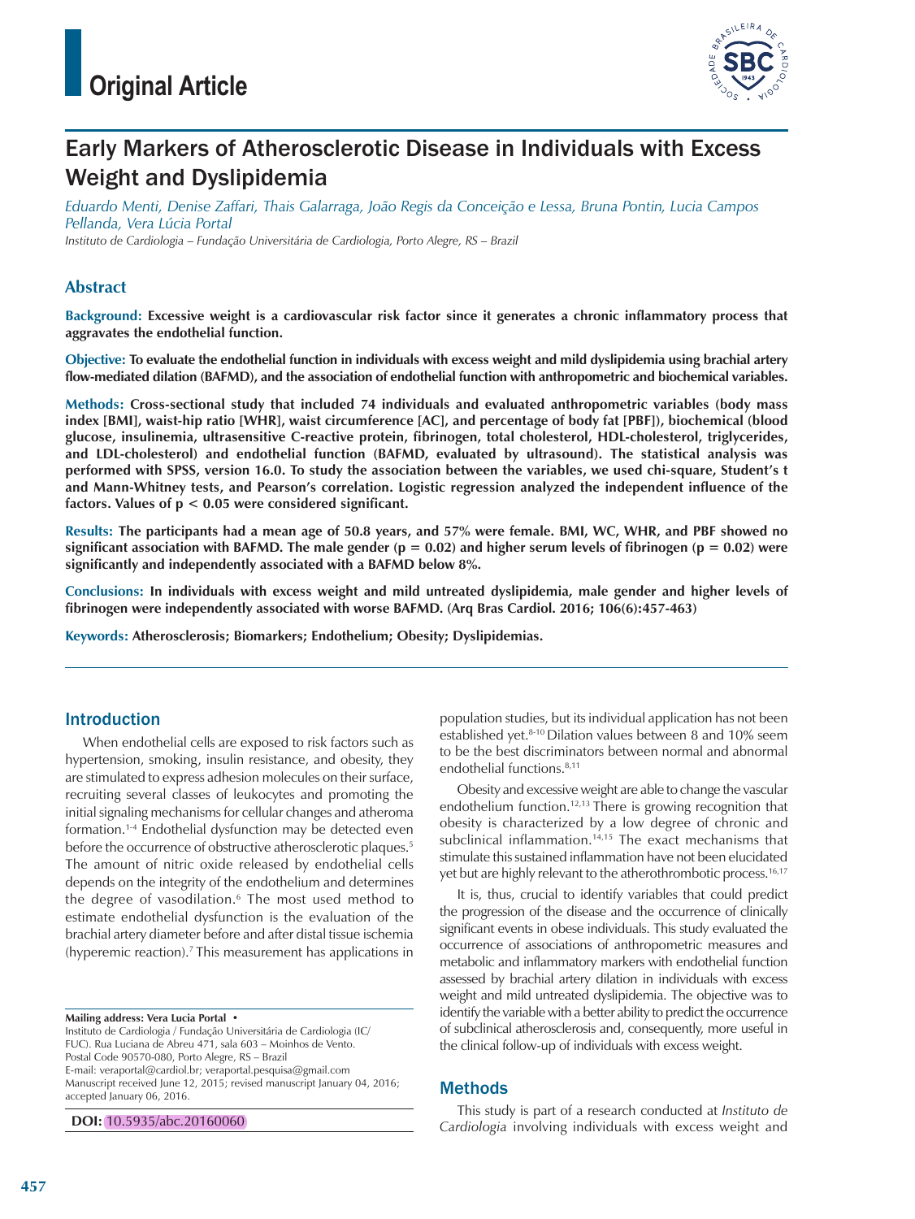Original Article

# Early Markers of Atherosclerotic Disease in Individuals with Excess Weight and Dyslipidemia

*Eduardo Menti, Denise Zaffari, Thais Galarraga, João Regis da Conceição e Lessa, Bruna Pontin, Lucia Campos Pellanda, Vera Lúcia Portal*

*Instituto de Cardiologia – Fundação Universitária de Cardiologia, Porto Alegre, RS – Brazil*

## Abstract

**Background:** **Excessive weight is a cardiovascular risk factor since it generates a chronic inflammatory process that aggravates the endothelial function.**

**Objective:** **To evaluate the endothelial function in individuals with excess weight and mild dyslipidemia using brachial artery flow-mediated dilation (BAFMD), and the association of endothelial function with anthropometric and biochemical variables.**

**Methods:** **Cross-sectional study that included 74 individuals and evaluated anthropometric variables (body mass index [BMI], waist-hip ratio [WHR], waist circumference [AC], and percentage of body fat [PBF]), biochemical (blood glucose, insulinemia, ultrasensitive C-reactive protein, fibrinogen, total cholesterol, HDL-cholesterol, triglycerides, and LDL-cholesterol) and endothelial function (BAFMD, evaluated by ultrasound). The statistical analysis was performed with SPSS, version 16.0. To study the association between the variables, we used chi-square, Student's t and Mann-Whitney tests, and Pearson's correlation. Logistic regression analyzed the independent influence of the factors. Values of $p < 0.05$ were considered significant.**

**Results:** **The participants had a mean age of 50.8 years, and 57% were female. BMI, WC, WHR, and PBF showed no significant association with BAFMD. The male gender ($p = 0.02$) and higher serum levels of fibrinogen ($p = 0.02$) were significantly and independently associated with a BAFMD below 8%.**

**Conclusions:** **In individuals with excess weight and mild untreated dyslipidemia, male gender and higher levels of fibrinogen were independently associated with worse BAFMD. (Arq Bras Cardiol. 2016; 106(6):457-463)**

**Keywords:** **Atherosclerosis; Biomarkers; Endothelium; Obesity; Dyslipidemias.**

## Introduction

When endothelial cells are exposed to risk factors such as hypertension, smoking, insulin resistance, and obesity, they are stimulated to express adhesion molecules on their surface, recruiting several classes of leukocytes and promoting the initial signaling mechanisms for cellular changes and atheroma formation.[1-4] Endothelial dysfunction may be detected even before the occurrence of obstructive atherosclerotic plaques.[5] The amount of nitric oxide released by endothelial cells depends on the integrity of the endothelium and determines the degree of vasodilation.[6] The most used method to estimate endothelial dysfunction is the evaluation of the brachial artery diameter before and after distal tissue ischemia (hyperemic reaction).[7] This measurement has applications in population studies, but its individual application has not been established yet.[8-10] Dilation values between 8 and 10% seem to be the best discriminators between normal and abnormal endothelial functions.[8,11]

Obesity and excessive weight are able to change the vascular endothelium function.[12,13] There is growing recognition that obesity is characterized by a low degree of chronic and subclinical inflammation.[14,15] The exact mechanisms that stimulate this sustained inflammation have not been elucidated yet but are highly relevant to the atherothrombotic process.[16,17]

It is, thus, crucial to identify variables that could predict the progression of the disease and the occurrence of clinically significant events in obese individuals. This study evaluated the occurrence of associations of anthropometric measures and metabolic and inflammatory markers with endothelial function assessed by brachial artery dilation in individuals with excess weight and mild untreated dyslipidemia. The objective was to identify the variable with a better ability to predict the occurrence of subclinical atherosclerosis and, consequently, more useful in the clinical follow-up of individuals with excess weight.

## Methods

This study is part of a research conducted at *Instituto de Cardiologia* involving individuals with excess weight and

**Mailing address: Vera Lucia Portal •**
Instituto de Cardiologia / Fundação Universitária de Cardiologia (IC/FUC). Rua Luciana de Abreu 471, sala 603 – Moinhos de Vento. Postal Code 90570-080, Porto Alegre, RS – Brazil
E-mail: veraportal@cardiol.br; veraportal.pesquisa@gmail.com
Manuscript received June 12, 2015; revised manuscript January 04, 2016; accepted January 06, 2016.

**DOI:** 10.5935/abc.20160060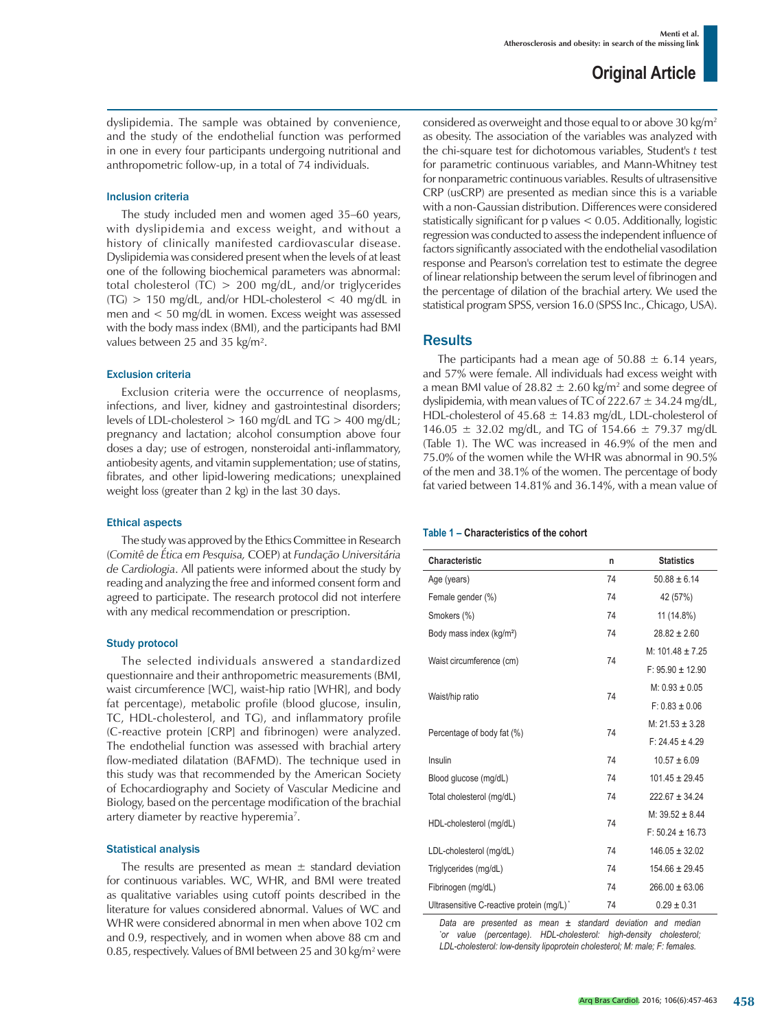dyslipidemia. The sample was obtained by convenience, and the study of the endothelial function was performed in one in every four participants undergoing nutritional and anthropometric follow-up, in a total of 74 individuals.

### Inclusion criteria

The study included men and women aged 35–60 years, with dyslipidemia and excess weight, and without a history of clinically manifested cardiovascular disease. Dyslipidemia was considered present when the levels of at least one of the following biochemical parameters was abnormal: total cholesterol (TC) > 200 mg/dL, and/or triglycerides (TG) > 150 mg/dL, and/or HDL-cholesterol < 40 mg/dL in men and < 50 mg/dL in women. Excess weight was assessed with the body mass index (BMI), and the participants had BMI values between 25 and 35 kg/m$^2$.

### Exclusion criteria

Exclusion criteria were the occurrence of neoplasms, infections, and liver, kidney and gastrointestinal disorders; levels of LDL-cholesterol > 160 mg/dL and TG > 400 mg/dL; pregnancy and lactation; alcohol consumption above four doses a day; use of estrogen, nonsteroidal anti-inflammatory, antiobesity agents, and vitamin supplementation; use of statins, fibrates, and other lipid-lowering medications; unexplained weight loss (greater than 2 kg) in the last 30 days.

### Ethical aspects

The study was approved by the Ethics Committee in Research (*Comitê de Ética em Pesquisa,* COEP) at *Fundação Universitária de Cardiologia*. All patients were informed about the study by reading and analyzing the free and informed consent form and agreed to participate. The research protocol did not interfere with any medical recommendation or prescription.

### Study protocol

The selected individuals answered a standardized questionnaire and their anthropometric measurements (BMI, waist circumference [WC], waist-hip ratio [WHR], and body fat percentage), metabolic profile (blood glucose, insulin, TC, HDL-cholesterol, and TG), and inflammatory profile (C-reactive protein [CRP] and fibrinogen) were analyzed. The endothelial function was assessed with brachial artery flow-mediated dilatation (BAFMD). The technique used in this study was that recommended by the American Society of Echocardiography and Society of Vascular Medicine and Biology, based on the percentage modification of the brachial artery diameter by reactive hyperemia[7].

### Statistical analysis

The results are presented as mean ± standard deviation for continuous variables. WC, WHR, and BMI were treated as qualitative variables using cutoff points described in the literature for values considered abnormal. Values of WC and WHR were considered abnormal in men when above 102 cm and 0.9, respectively, and in women when above 88 cm and 0.85, respectively. Values of BMI between 25 and 30 kg/m$^2$ were considered as overweight and those equal to or above 30 kg/m$^2$ as obesity. The association of the variables was analyzed with the chi-square test for dichotomous variables, Student's *t* test for parametric continuous variables, and Mann-Whitney test for nonparametric continuous variables. Results of ultrasensitive CRP (usCRP) are presented as median since this is a variable with a non-Gaussian distribution. Differences were considered statistically significant for p values < 0.05. Additionally, logistic regression was conducted to assess the independent influence of factors significantly associated with the endothelial vasodilation response and Pearson's correlation test to estimate the degree of linear relationship between the serum level of fibrinogen and the percentage of dilation of the brachial artery. We used the statistical program SPSS, version 16.0 (SPSS Inc., Chicago, USA).

## Results

The participants had a mean age of 50.88 ± 6.14 years, and 57% were female. All individuals had excess weight with a mean BMI value of 28.82 ± 2.60 kg/m$^2$ and some degree of dyslipidemia, with mean values of TC of 222.67 ± 34.24 mg/dL, HDL-cholesterol of 45.68 ± 14.83 mg/dL, LDL-cholesterol of 146.05 ± 32.02 mg/dL, and TG of 154.66 ± 79.37 mg/dL (Table 1). The WC was increased in 46.9% of the men and 75.0% of the women while the WHR was abnormal in 90.5% of the men and 38.1% of the women. The percentage of body fat varied between 14.81% and 36.14%, with a mean value of

**Table 1 – Characteristics of the cohort**

| Characteristic | n | Statistics |
|---|---|---|
| Age (years) | 74 | 50.88 ± 6.14 |
| Female gender (%) | 74 | 42 (57%) |
| Smokers (%) | 74 | 11 (14.8%) |
| Body mass index (kg/m²) | 74 | 28.82 ± 2.60 |
| Waist circumference (cm) | 74 | M: 101.48 ± 7.25 |
| | | F: 95.90 ± 12.90 |
| Waist/hip ratio | 74 | M: 0.93 ± 0.05 |
| | | F: 0.83 ± 0.06 |
| Percentage of body fat (%) | 74 | M: 21.53 ± 3.28 |
| | | F: 24.45 ± 4.29 |
| Insulin | 74 | 10.57 ± 6.09 |
| Blood glucose (mg/dL) | 74 | 101.45 ± 29.45 |
| Total cholesterol (mg/dL) | 74 | 222.67 ± 34.24 |
| HDL-cholesterol (mg/dL) | 74 | M: 39.52 ± 8.44 |
| | | F: 50.24 ± 16.73 |
| LDL-cholesterol (mg/dL) | 74 | 146.05 ± 32.02 |
| Triglycerides (mg/dL) | 74 | 154.66 ± 29.45 |
| Fibrinogen (mg/dL) | 74 | 266.00 ± 63.06 |
| Ultrasensitive C-reactive protein (mg/L)* | 74 | 0.29 ± 0.31 |

*Data are presented as mean ± standard deviation and median *or value (percentage). HDL-cholesterol: high-density cholesterol; LDL-cholesterol: low-density lipoprotein cholesterol; M: male; F: females.*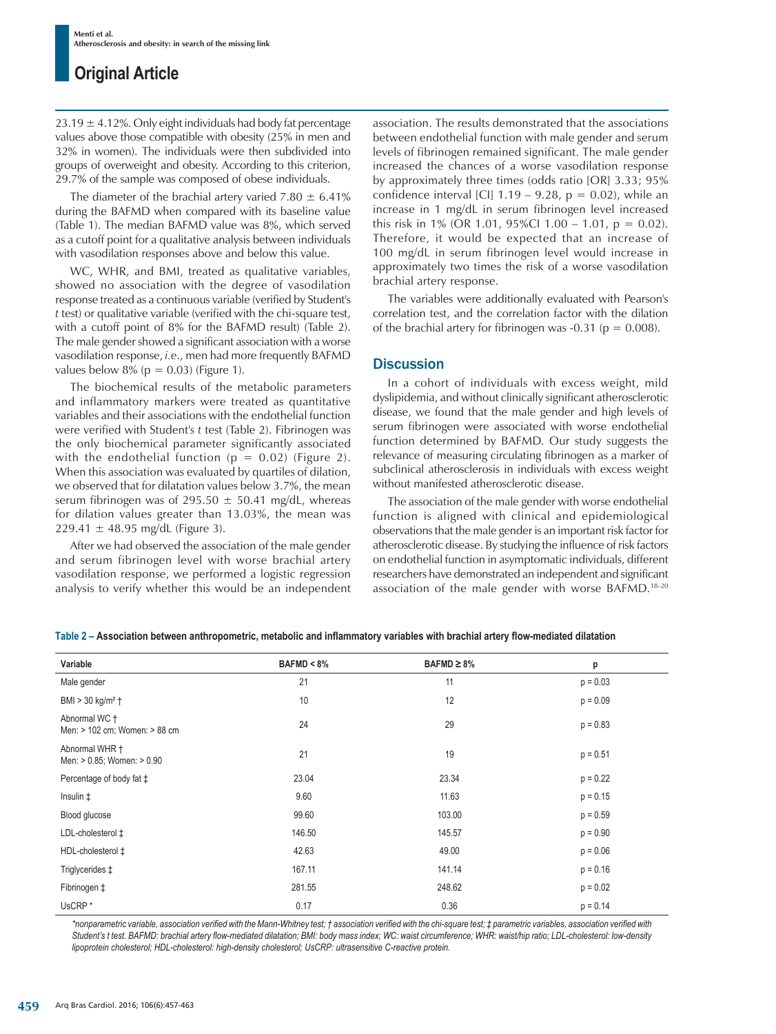23.19 ± 4.12%. Only eight individuals had body fat percentage values above those compatible with obesity (25% in men and 32% in women). The individuals were then subdivided into groups of overweight and obesity. According to this criterion, 29.7% of the sample was composed of obese individuals.

The diameter of the brachial artery varied 7.80 ± 6.41% during the BAFMD when compared with its baseline value (Table 1). The median BAFMD value was 8%, which served as a cutoff point for a qualitative analysis between individuals with vasodilation responses above and below this value.

WC, WHR, and BMI, treated as qualitative variables, showed no association with the degree of vasodilation response treated as a continuous variable (verified by Student's *t* test) or qualitative variable (verified with the chi-square test, with a cutoff point of 8% for the BAFMD result) (Table 2). The male gender showed a significant association with a worse vasodilation response, *i.e.*, men had more frequently BAFMD values below 8% ($p = 0.03$) (Figure 1).

The biochemical results of the metabolic parameters and inflammatory markers were treated as quantitative variables and their associations with the endothelial function were verified with Student's *t* test (Table 2). Fibrinogen was the only biochemical parameter significantly associated with the endothelial function ($p = 0.02$) (Figure 2). When this association was evaluated by quartiles of dilation, we observed that for dilatation values below 3.7%, the mean serum fibrinogen was of 295.50 ± 50.41 mg/dL, whereas for dilation values greater than 13.03%, the mean was 229.41 ± 48.95 mg/dL (Figure 3).

After we had observed the association of the male gender and serum fibrinogen level with worse brachial artery vasodilation response, we performed a logistic regression analysis to verify whether this would be an independent association. The results demonstrated that the associations between endothelial function with male gender and serum levels of fibrinogen remained significant. The male gender increased the chances of a worse vasodilation response by approximately three times (odds ratio [OR] 3.33; 95% confidence interval [CI] 1.19 – 9.28, $p = 0.02$), while an increase in 1 mg/dL in serum fibrinogen level increased this risk in 1% (OR 1.01, 95%CI 1.00 – 1.01, $p = 0.02$). Therefore, it would be expected that an increase of 100 mg/dL in serum fibrinogen level would increase in approximately two times the risk of a worse vasodilation brachial artery response.

The variables were additionally evaluated with Pearson's correlation test, and the correlation factor with the dilation of the brachial artery for fibrinogen was -0.31 ($p = 0.008$).

## Discussion

In a cohort of individuals with excess weight, mild dyslipidemia, and without clinically significant atherosclerotic disease, we found that the male gender and high levels of serum fibrinogen were associated with worse endothelial function determined by BAFMD. Our study suggests the relevance of measuring circulating fibrinogen as a marker of subclinical atherosclerosis in individuals with excess weight without manifested atherosclerotic disease.

The association of the male gender with worse endothelial function is aligned with clinical and epidemiological observations that the male gender is an important risk factor for atherosclerotic disease. By studying the influence of risk factors on endothelial function in asymptomatic individuals, different researchers have demonstrated an independent and significant association of the male gender with worse BAFMD.[18-20]

**Table 2 – Association between anthropometric, metabolic and inflammatory variables with brachial artery flow-mediated dilatation**

| Variable | BAFMD < 8% | BAFMD ≥ 8% | p |
|---|---|---|---|
| Male gender | 21 | 11 | p = 0.03 |
| BMI > 30 kg/m² † | 10 | 12 | p = 0.09 |
| Abnormal WC † Men: > 102 cm; Women: > 88 cm | 24 | 29 | p = 0.83 |
| Abnormal WHR † Men: > 0.85; Women: > 0.90 | 21 | 19 | p = 0.51 |
| Percentage of body fat ‡ | 23.04 | 23.34 | p = 0.22 |
| Insulin ‡ | 9.60 | 11.63 | p = 0.15 |
| Blood glucose | 99.60 | 103.00 | p = 0.59 |
| LDL-cholesterol ‡ | 146.50 | 145.57 | p = 0.90 |
| HDL-cholesterol ‡ | 42.63 | 49.00 | p = 0.06 |
| Triglycerides ‡ | 167.11 | 141.14 | p = 0.16 |
| Fibrinogen ‡ | 281.55 | 248.62 | p = 0.02 |
| UsCRP * | 0.17 | 0.36 | p = 0.14 |

*\*nonparametric variable, association verified with the Mann-Whitney test; † association verified with the chi-square test; ‡ parametric variables, association verified with Student's t test. BAFMD: brachial artery flow-mediated dilatation; BMI: body mass index; WC: waist circumference; WHR: waist/hip ratio; LDL-cholesterol: low-density lipoprotein cholesterol; HDL-cholesterol: high-density cholesterol; UsCRP: ultrasensitive C-reactive protein.*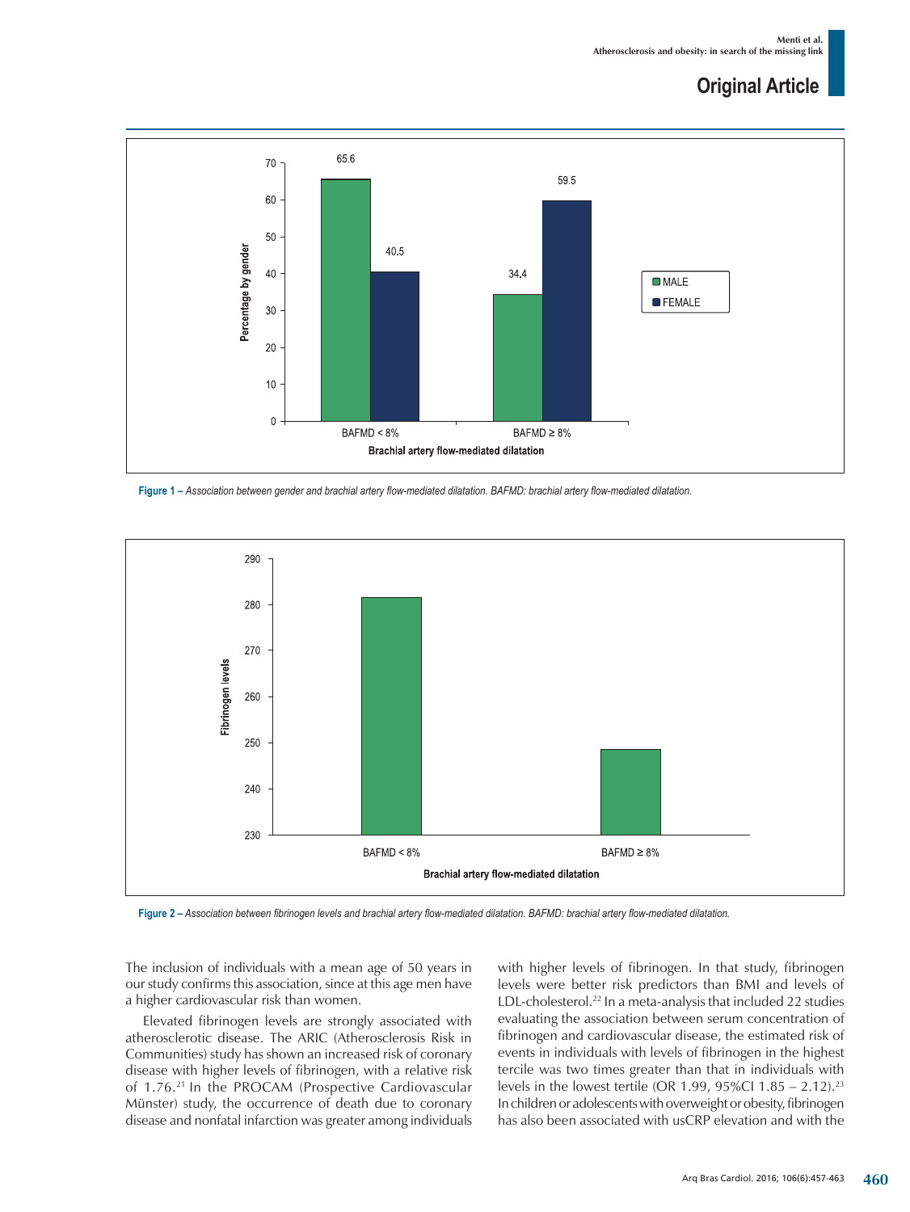**Figure 1 –** *Association between gender and brachial artery flow-mediated dilatation. BAFMD: brachial artery flow-mediated dilatation.*

**Figure 2 –** *Association between fibrinogen levels and brachial artery flow-mediated dilatation. BAFMD: brachial artery flow-mediated dilatation.*

The inclusion of individuals with a mean age of 50 years in our study confirms this association, since at this age men have a higher cardiovascular risk than women.

Elevated fibrinogen levels are strongly associated with atherosclerotic disease. The ARIC (Atherosclerosis Risk in Communities) study has shown an increased risk of coronary disease with higher levels of fibrinogen, with a relative risk of 1.76.[21] In the PROCAM (Prospective Cardiovascular Münster) study, the occurrence of death due to coronary disease and nonfatal infarction was greater among individuals with higher levels of fibrinogen. In that study, fibrinogen levels were better risk predictors than BMI and levels of LDL-cholesterol.[22] In a meta-analysis that included 22 studies evaluating the association between serum concentration of fibrinogen and cardiovascular disease, the estimated risk of events in individuals with levels of fibrinogen in the highest tercile was two times greater than that in individuals with levels in the lowest tertile (OR 1.99, 95%CI 1.85 – 2.12).[23] In children or adolescents with overweight or obesity, fibrinogen has also been associated with usCRP elevation and with the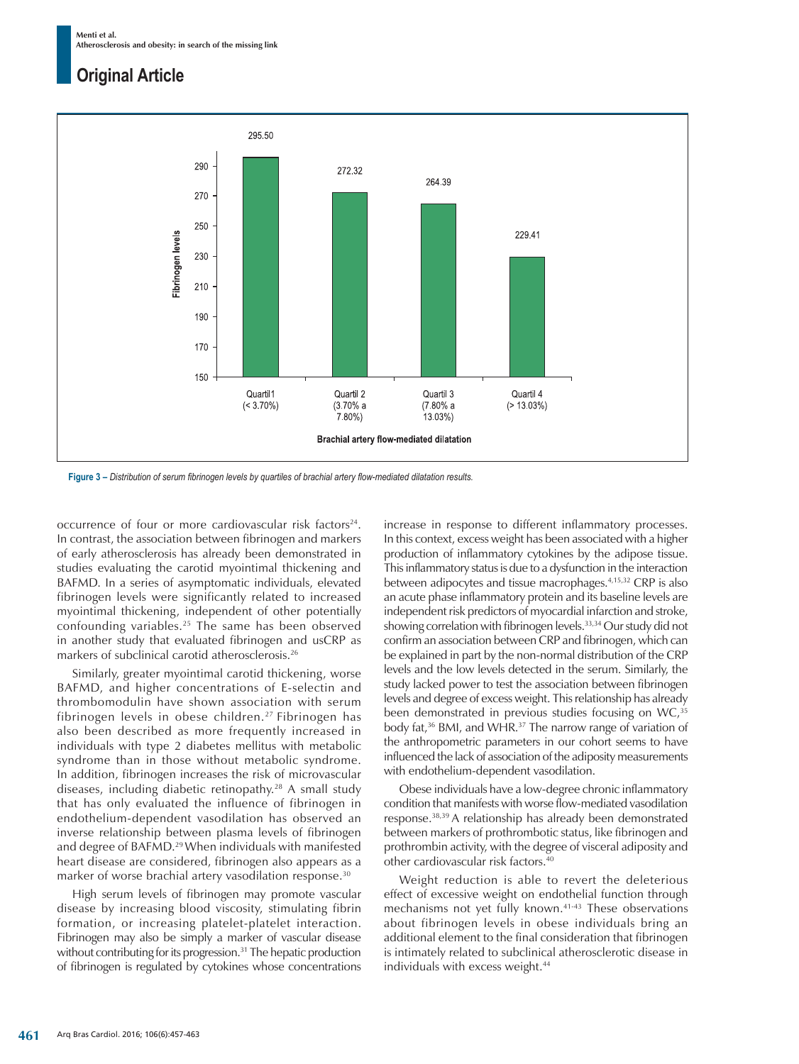Figure 3 – *Distribution of serum fibrinogen levels by quartiles of brachial artery flow-mediated dilatation results.*

occurrence of four or more cardiovascular risk factors[24]. In contrast, the association between fibrinogen and markers of early atherosclerosis has already been demonstrated in studies evaluating the carotid myointimal thickening and BAFMD. In a series of asymptomatic individuals, elevated fibrinogen levels were significantly related to increased myointimal thickening, independent of other potentially confounding variables.[25] The same has been observed in another study that evaluated fibrinogen and usCRP as markers of subclinical carotid atherosclerosis.[26]

Similarly, greater myointimal carotid thickening, worse BAFMD, and higher concentrations of E-selectin and thrombomodulin have shown association with serum fibrinogen levels in obese children.[27] Fibrinogen has also been described as more frequently increased in individuals with type 2 diabetes mellitus with metabolic syndrome than in those without metabolic syndrome. In addition, fibrinogen increases the risk of microvascular diseases, including diabetic retinopathy.[28] A small study that has only evaluated the influence of fibrinogen in endothelium-dependent vasodilation has observed an inverse relationship between plasma levels of fibrinogen and degree of BAFMD.[29] When individuals with manifested heart disease are considered, fibrinogen also appears as a marker of worse brachial artery vasodilation response.[30]

High serum levels of fibrinogen may promote vascular disease by increasing blood viscosity, stimulating fibrin formation, or increasing platelet-platelet interaction. Fibrinogen may also be simply a marker of vascular disease without contributing for its progression.[31] The hepatic production of fibrinogen is regulated by cytokines whose concentrations increase in response to different inflammatory processes. In this context, excess weight has been associated with a higher production of inflammatory cytokines by the adipose tissue. This inflammatory status is due to a dysfunction in the interaction between adipocytes and tissue macrophages.[4,15,32] CRP is also an acute phase inflammatory protein and its baseline levels are independent risk predictors of myocardial infarction and stroke, showing correlation with fibrinogen levels.[33,34] Our study did not confirm an association between CRP and fibrinogen, which can be explained in part by the non-normal distribution of the CRP levels and the low levels detected in the serum. Similarly, the study lacked power to test the association between fibrinogen levels and degree of excess weight. This relationship has already been demonstrated in previous studies focusing on WC,[35] body fat,[36] BMI, and WHR.[37] The narrow range of variation of the anthropometric parameters in our cohort seems to have influenced the lack of association of the adiposity measurements with endothelium-dependent vasodilation.

Obese individuals have a low-degree chronic inflammatory condition that manifests with worse flow-mediated vasodilation response.[38,39] A relationship has already been demonstrated between markers of prothrombotic status, like fibrinogen and prothrombin activity, with the degree of visceral adiposity and other cardiovascular risk factors.[40]

Weight reduction is able to revert the deleterious effect of excessive weight on endothelial function through mechanisms not yet fully known.[41-43] These observations about fibrinogen levels in obese individuals bring an additional element to the final consideration that fibrinogen is intimately related to subclinical atherosclerotic disease in individuals with excess weight.[44]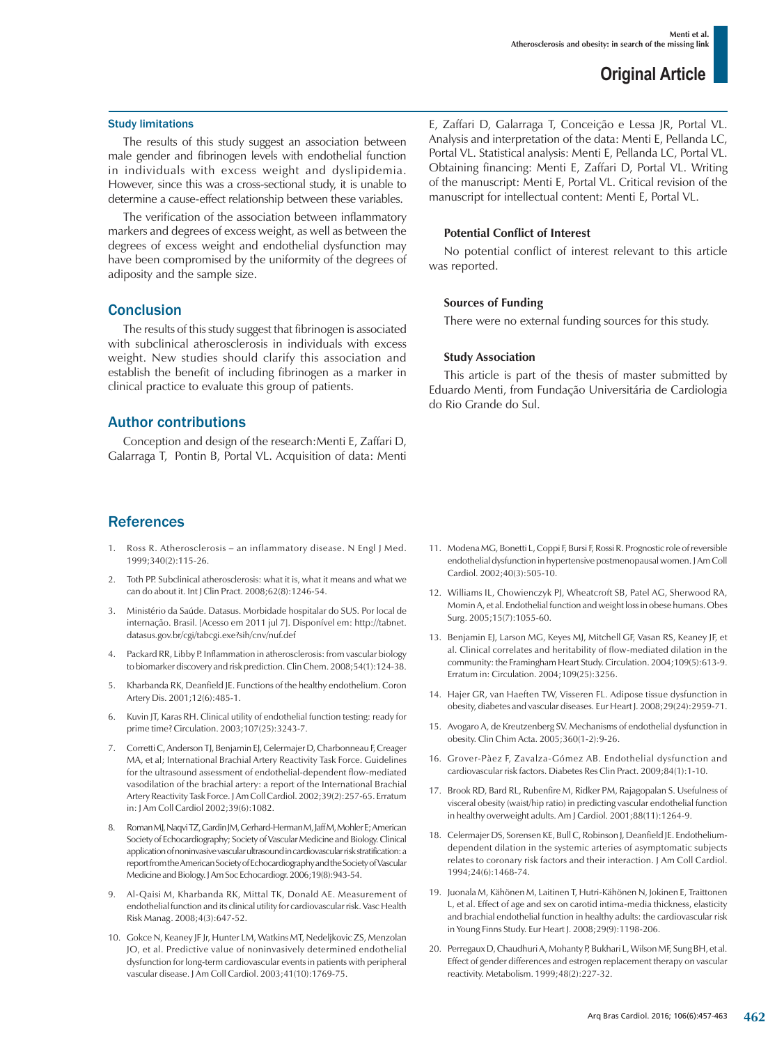### Study limitations

The results of this study suggest an association between male gender and fibrinogen levels with endothelial function in individuals with excess weight and dyslipidemia. However, since this was a cross-sectional study, it is unable to determine a cause-effect relationship between these variables.

The verification of the association between inflammatory markers and degrees of excess weight, as well as between the degrees of excess weight and endothelial dysfunction may have been compromised by the uniformity of the degrees of adiposity and the sample size.

## Conclusion

The results of this study suggest that fibrinogen is associated with subclinical atherosclerosis in individuals with excess weight. New studies should clarify this association and establish the benefit of including fibrinogen as a marker in clinical practice to evaluate this group of patients.

## Author contributions

Conception and design of the research:Menti E, Zaffari D, Galarraga T, Pontin B, Portal VL. Acquisition of data: Menti E, Zaffari D, Galarraga T, Conceição e Lessa JR, Portal VL. Analysis and interpretation of the data: Menti E, Pellanda LC, Portal VL. Statistical analysis: Menti E, Pellanda LC, Portal VL. Obtaining financing: Menti E, Zaffari D, Portal VL. Writing of the manuscript: Menti E, Portal VL. Critical revision of the manuscript for intellectual content: Menti E, Portal VL.

### Potential Conflict of Interest

No potential conflict of interest relevant to this article was reported.

### Sources of Funding

There were no external funding sources for this study.

### Study Association

This article is part of the thesis of master submitted by Eduardo Menti, from Fundação Universitária de Cardiologia do Rio Grande do Sul.

## References

1. Ross R. Atherosclerosis – an inflammatory disease. N Engl J Med. 1999;340(2):115-26.
2. Toth PP. Subclinical atherosclerosis: what it is, what it means and what we can do about it. Int J Clin Pract. 2008;62(8):1246-54.
3. Ministério da Saúde. Datasus. Morbidade hospitalar do SUS. Por local de internação. Brasil. [Acesso em 2011 jul 7]. Disponível em: http://tabnet.datasus.gov.br/cgi/tabcgi.exe?sih/cnv/nuf.def
4. Packard RR, Libby P. Inflammation in atherosclerosis: from vascular biology to biomarker discovery and risk prediction. Clin Chem. 2008;54(1):124-38.
5. Kharbanda RK, Deanfield JE. Functions of the healthy endothelium. Coron Artery Dis. 2001;12(6):485-1.
6. Kuvin JT, Karas RH. Clinical utility of endothelial function testing: ready for prime time? Circulation. 2003;107(25):3243-7.
7. Corretti C, Anderson TJ, Benjamin EJ, Celermajer D, Charbonneau F, Creager MA, et al; International Brachial Artery Reactivity Task Force. Guidelines for the ultrasound assessment of endothelial-dependent flow-mediated vasodilation of the brachial artery: a report of the International Brachial Artery Reactivity Task Force. J Am Coll Cardiol. 2002;39(2):257-65. Erratum in: J Am Coll Cardiol 2002;39(6):1082.
8. Roman MJ, Naqvi TZ, Gardin JM, Gerhard-Herman M, Jaff M, Mohler E; American Society of Echocardiography; Society of Vascular Medicine and Biology. Clinical application of noninvasive vascular ultrasound in cardiovascular risk stratification: a report from the American Society of Echocardiography and the Society of Vascular Medicine and Biology. J Am Soc Echocardiogr. 2006;19(8):943-54.
9. Al-Qaisi M, Kharbanda RK, Mittal TK, Donald AE. Measurement of endothelial function and its clinical utility for cardiovascular risk. Vasc Health Risk Manag. 2008;4(3):647-52.
10. Gokce N, Keaney JF Jr, Hunter LM, Watkins MT, Nedeljkovic ZS, Menzolan JO, et al. Predictive value of noninvasively determined endothelial dysfunction for long-term cardiovascular events in patients with peripheral vascular disease. J Am Coll Cardiol. 2003;41(10):1769-75.
11. Modena MG, Bonetti L, Coppi F, Bursi F, Rossi R. Prognostic role of reversible endothelial dysfunction in hypertensive postmenopausal women. J Am Coll Cardiol. 2002;40(3):505-10.
12. Williams IL, Chowienczyk PJ, Wheatcroft SB, Patel AG, Sherwood RA, Momin A, et al. Endothelial function and weight loss in obese humans. Obes Surg. 2005;15(7):1055-60.
13. Benjamin EJ, Larson MG, Keyes MJ, Mitchell GF, Vasan RS, Keaney JF, et al. Clinical correlates and heritability of flow-mediated dilation in the community: the Framingham Heart Study. Circulation. 2004;109(5):613-9. Erratum in: Circulation. 2004;109(25):3256.
14. Hajer GR, van Haeften TW, Visseren FL. Adipose tissue dysfunction in obesity, diabetes and vascular diseases. Eur Heart J. 2008;29(24):2959-71.
15. Avogaro A, de Kreutzenberg SV. Mechanisms of endothelial dysfunction in obesity. Clin Chim Acta. 2005;360(1-2):9-26.
16. Grover-Pàez F, Zavalza-Gómez AB. Endothelial dysfunction and cardiovascular risk factors. Diabetes Res Clin Pract. 2009;84(1):1-10.
17. Brook RD, Bard RL, Rubenfire M, Ridker PM, Rajagopalan S. Usefulness of visceral obesity (waist/hip ratio) in predicting vascular endothelial function in healthy overweight adults. Am J Cardiol. 2001;88(11):1264-9.
18. Celermajer DS, Sorensen KE, Bull C, Robinson J, Deanfield JE. Endothelium-dependent dilation in the systemic arteries of asymptomatic subjects relates to coronary risk factors and their interaction. J Am Coll Cardiol. 1994;24(6):1468-74.
19. Juonala M, Kähönen M, Laitinen T, Hutri-Kähönen N, Jokinen E, Traittonen L, et al. Effect of age and sex on carotid intima-media thickness, elasticity and brachial endothelial function in healthy adults: the cardiovascular risk in Young Finns Study. Eur Heart J. 2008;29(9):1198-206.
20. Perregaux D, Chaudhuri A, Mohanty P, Bukhari L, Wilson MF, Sung BH, et al. Effect of gender differences and estrogen replacement therapy on vascular reactivity. Metabolism. 1999;48(2):227-32.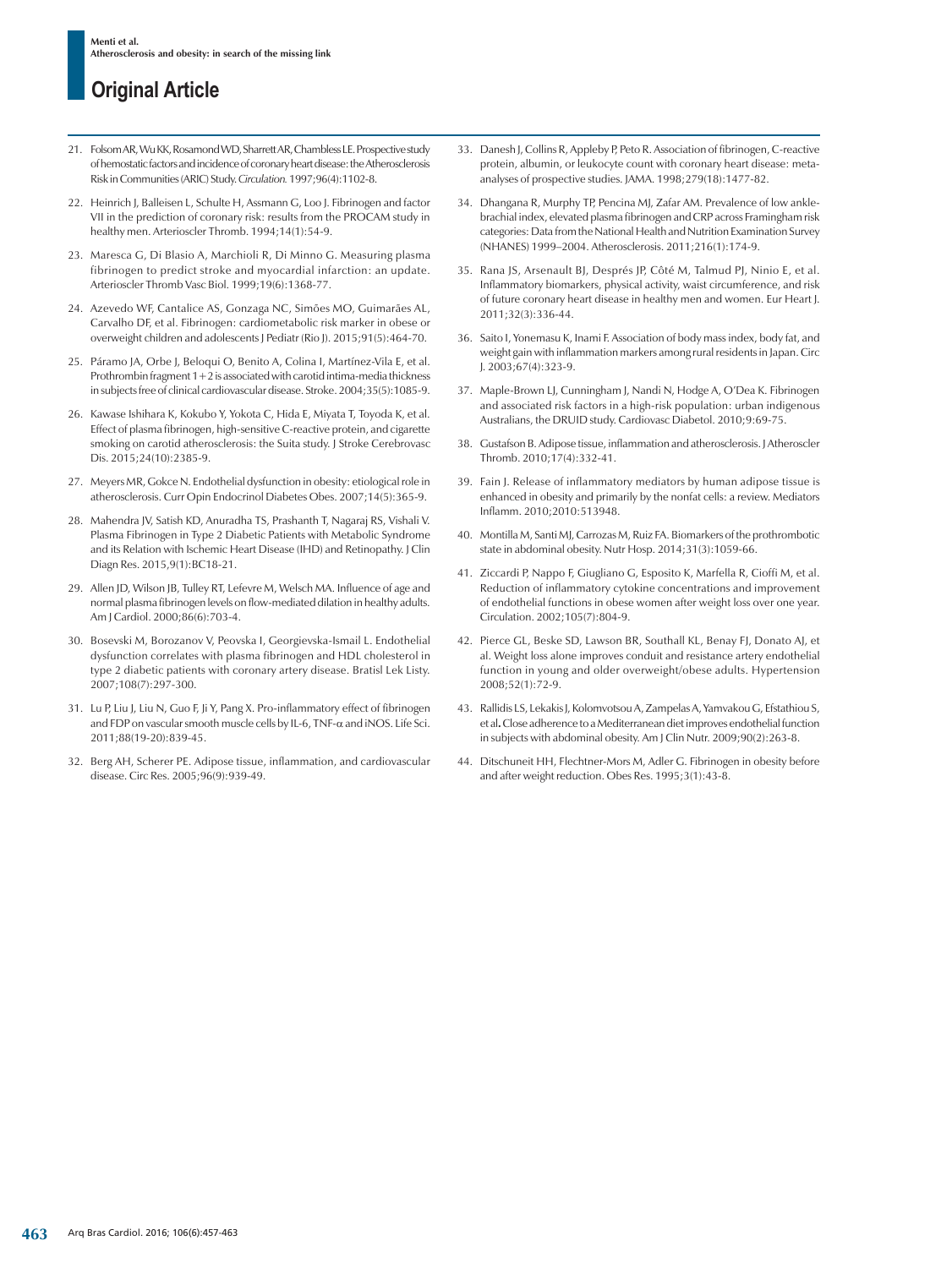21. Folsom AR, Wu KK, Rosamond WD, Sharrett AR, Chambless LE. Prospective study of hemostatic factors and incidence of coronary heart disease: the Atherosclerosis Risk in Communities (ARIC) Study. *Circulation.* 1997;96(4):1102-8.

22. Heinrich J, Balleisen L, Schulte H, Assmann G, Loo J. Fibrinogen and factor VII in the prediction of coronary risk: results from the PROCAM study in healthy men. Arterioscler Thromb. 1994;14(1):54-9.

23. Maresca G, Di Blasio A, Marchioli R, Di Minno G. Measuring plasma fibrinogen to predict stroke and myocardial infarction: an update. Arterioscler Thromb Vasc Biol. 1999;19(6):1368-77.

24. Azevedo WF, Cantalice AS, Gonzaga NC, Simões MO, Guimarães AL, Carvalho DF, et al. Fibrinogen: cardiometabolic risk marker in obese or overweight children and adolescents J Pediatr (Rio J). 2015;91(5):464-70.

25. Páramo JA, Orbe J, Beloqui O, Benito A, Colina I, Martínez-Vila E, et al. Prothrombin fragment 1+2 is associated with carotid intima-media thickness in subjects free of clinical cardiovascular disease. Stroke. 2004;35(5):1085-9.

26. Kawase Ishihara K, Kokubo Y, Yokota C, Hida E, Miyata T, Toyoda K, et al. Effect of plasma fibrinogen, high-sensitive C-reactive protein, and cigarette smoking on carotid atherosclerosis: the Suita study. J Stroke Cerebrovasc Dis. 2015;24(10):2385-9.

27. Meyers MR, Gokce N. Endothelial dysfunction in obesity: etiological role in atherosclerosis. Curr Opin Endocrinol Diabetes Obes. 2007;14(5):365-9.

28. Mahendra JV, Satish KD, Anuradha TS, Prashanth T, Nagaraj RS, Vishali V. Plasma Fibrinogen in Type 2 Diabetic Patients with Metabolic Syndrome and its Relation with Ischemic Heart Disease (IHD) and Retinopathy. J Clin Diagn Res. 2015,9(1):BC18-21.

29. Allen JD, Wilson JB, Tulley RT, Lefevre M, Welsch MA. Influence of age and normal plasma fibrinogen levels on flow-mediated dilation in healthy adults. Am J Cardiol. 2000;86(6):703-4.

30. Bosevski M, Borozanov V, Peovska I, Georgievska-Ismail L. Endothelial dysfunction correlates with plasma fibrinogen and HDL cholesterol in type 2 diabetic patients with coronary artery disease. Bratisl Lek Listy. 2007;108(7):297-300.

31. Lu P, Liu J, Liu N, Guo F, Ji Y, Pang X. Pro-inflammatory effect of fibrinogen and FDP on vascular smooth muscle cells by IL-6, TNF-α and iNOS. Life Sci. 2011;88(19-20):839-45.

32. Berg AH, Scherer PE. Adipose tissue, inflammation, and cardiovascular disease. Circ Res. 2005;96(9):939-49.

33. Danesh J, Collins R, Appleby P, Peto R. Association of fibrinogen, C-reactive protein, albumin, or leukocyte count with coronary heart disease: meta-analyses of prospective studies. JAMA. 1998;279(18):1477-82.

34. Dhangana R, Murphy TP, Pencina MJ, Zafar AM. Prevalence of low ankle-brachial index, elevated plasma fibrinogen and CRP across Framingham risk categories: Data from the National Health and Nutrition Examination Survey (NHANES) 1999–2004. Atherosclerosis. 2011;216(1):174-9.

35. Rana JS, Arsenault BJ, Després JP, Côté M, Talmud PJ, Ninio E, et al. Inflammatory biomarkers, physical activity, waist circumference, and risk of future coronary heart disease in healthy men and women. Eur Heart J. 2011;32(3):336-44.

36. Saito I, Yonemasu K, Inami F. Association of body mass index, body fat, and weight gain with inflammation markers among rural residents in Japan. Circ J. 2003;67(4):323-9.

37. Maple-Brown LJ, Cunningham J, Nandi N, Hodge A, O'Dea K. Fibrinogen and associated risk factors in a high-risk population: urban indigenous Australians, the DRUID study. Cardiovasc Diabetol. 2010;9:69-75.

38. Gustafson B. Adipose tissue, inflammation and atherosclerosis. J Atheroscler Thromb. 2010;17(4):332-41.

39. Fain J. Release of inflammatory mediators by human adipose tissue is enhanced in obesity and primarily by the nonfat cells: a review. Mediators Inflamm. 2010;2010:513948.

40. Montilla M, Santi MJ, Carrozas M, Ruiz FA. Biomarkers of the prothrombotic state in abdominal obesity. Nutr Hosp. 2014;31(3):1059-66.

41. Ziccardi P, Nappo F, Giugliano G, Esposito K, Marfella R, Cioffi M, et al. Reduction of inflammatory cytokine concentrations and improvement of endothelial functions in obese women after weight loss over one year. Circulation. 2002;105(7):804-9.

42. Pierce GL, Beske SD, Lawson BR, Southall KL, Benay FJ, Donato AJ, et al. Weight loss alone improves conduit and resistance artery endothelial function in young and older overweight/obese adults. Hypertension 2008;52(1):72-9.

43. Rallidis LS, Lekakis J, Kolomvotsou A, Zampelas A, Yamvakou G, Efstathiou S, et al**.** Close adherence to a Mediterranean diet improves endothelial function in subjects with abdominal obesity. Am J Clin Nutr. 2009;90(2):263-8.

44. Ditschuneit HH, Flechtner-Mors M, Adler G. Fibrinogen in obesity before and after weight reduction. Obes Res. 1995;3(1):43-8.